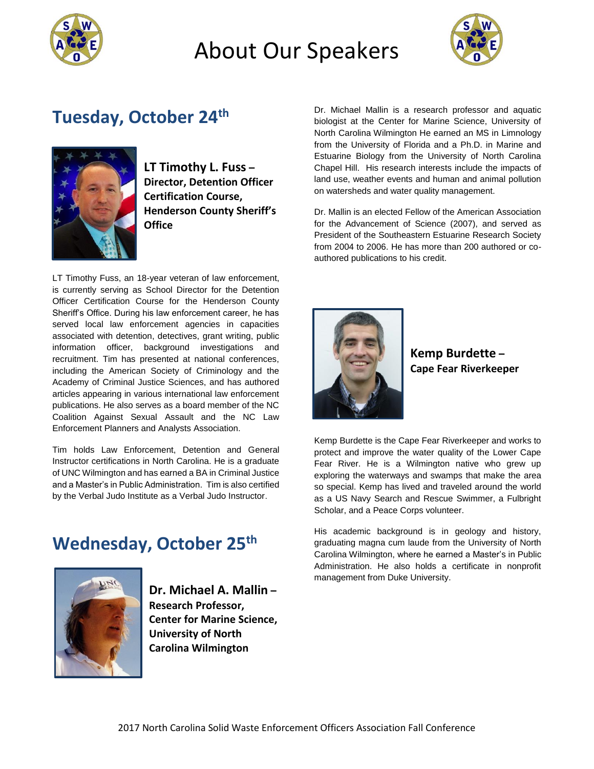# About Our Speakers

## Tuesday, October 24th

**LT Timothy L. Fuss – Director, Detention Officer Certification Course, Henderson County Sheriff's Office**

LT Timothy Fuss, an 18-year veteran of law enforcement, is currently serving as School Director for the Detention Officer Certification Course for the Henderson County Sheriff's Office. During his law enforcement career, he has served local law enforcement agencies in capacities associated with detention, detectives, grant writing, public information officer, background investigations and recruitment. Tim has presented at national conferences, including the American Society of Criminology and the Academy of Criminal Justice Sciences, and has authored articles appearing in various international law enforcement publications. He also serves as a board member of the NC Coalition Against Sexual Assault and the NC Law Enforcement Planners and Analysts Association.

Tim holds Law Enforcement, Detention and General Instructor certifications in North Carolina. He is a graduate of UNC Wilmington and has earned a BA in Criminal Justice and a Master's in Public Administration. Tim is also certified by the Verbal Judo Institute as a Verbal Judo Instructor.

## Wednesday, October 25th

**Dr. Michael A. Mallin – Research Professor, Center for Marine Science, University of North Carolina Wilmington**

Dr. Michael Mallin is a research professor and aquatic biologist at the Center for Marine Science, University of North Carolina Wilmington He earned an MS in Limnology from the University of Florida and a Ph.D. in Marine and Estuarine Biology from the University of North Carolina Chapel Hill. His research interests include the impacts of land use, weather events and human and animal pollution on watersheds and water quality management.

Dr. Mallin is an elected Fellow of the American Association for the Advancement of Science (2007), and served as President of the Southeastern Estuarine Research Society from 2004 to 2006. He has more than 200 authored or co-authored publications to his credit.

**Kemp Burdette – Cape Fear Riverkeeper**

Kemp Burdette is the Cape Fear Riverkeeper and works to protect and improve the water quality of the Lower Cape Fear River. He is a Wilmington native who grew up exploring the waterways and swamps that make the area so special. Kemp has lived and traveled around the world as a US Navy Search and Rescue Swimmer, a Fulbright Scholar, and a Peace Corps volunteer.

His academic background is in geology and history, graduating magna cum laude from the University of North Carolina Wilmington, where he earned a Master's in Public Administration. He also holds a certificate in nonprofit management from Duke University.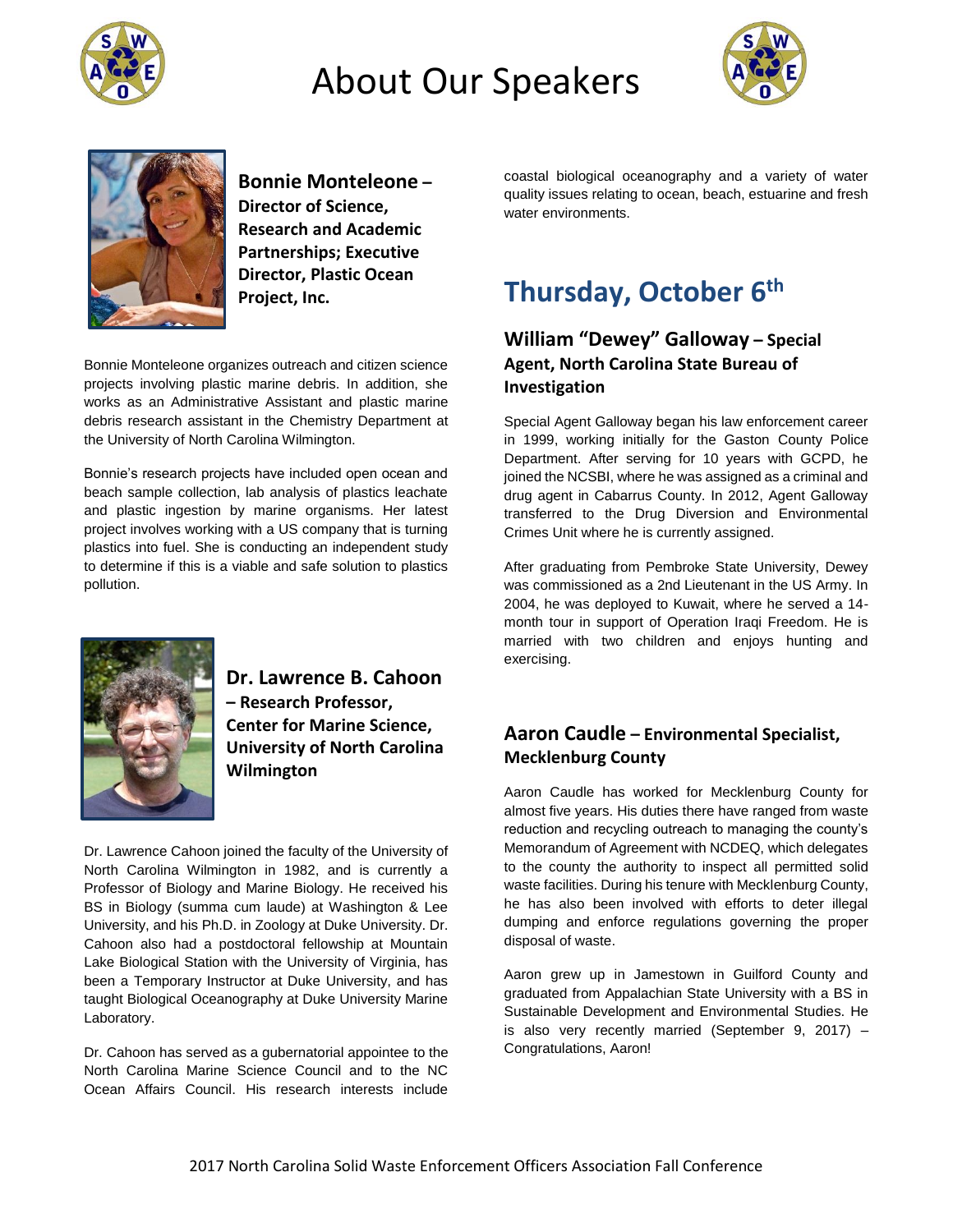# About Our Speakers

### Bonnie Monteleone – Director of Science, Research and Academic Partnerships; Executive Director, Plastic Ocean Project, Inc.

Bonnie Monteleone organizes outreach and citizen science projects involving plastic marine debris. In addition, she works as an Administrative Assistant and plastic marine debris research assistant in the Chemistry Department at the University of North Carolina Wilmington.

Bonnie's research projects have included open ocean and beach sample collection, lab analysis of plastics leachate and plastic ingestion by marine organisms. Her latest project involves working with a US company that is turning plastics into fuel. She is conducting an independent study to determine if this is a viable and safe solution to plastics pollution.

### Dr. Lawrence B. Cahoon – Research Professor, Center for Marine Science, University of North Carolina Wilmington

Dr. Lawrence Cahoon joined the faculty of the University of North Carolina Wilmington in 1982, and is currently a Professor of Biology and Marine Biology. He received his BS in Biology (summa cum laude) at Washington & Lee University, and his Ph.D. in Zoology at Duke University. Dr. Cahoon also had a postdoctoral fellowship at Mountain Lake Biological Station with the University of Virginia, has been a Temporary Instructor at Duke University, and has taught Biological Oceanography at Duke University Marine Laboratory.

Dr. Cahoon has served as a gubernatorial appointee to the North Carolina Marine Science Council and to the NC Ocean Affairs Council. His research interests include coastal biological oceanography and a variety of water quality issues relating to ocean, beach, estuarine and fresh water environments.

## Thursday, October 6th

### William "Dewey" Galloway – Special Agent, North Carolina State Bureau of Investigation

Special Agent Galloway began his law enforcement career in 1999, working initially for the Gaston County Police Department. After serving for 10 years with GCPD, he joined the NCSBI, where he was assigned as a criminal and drug agent in Cabarrus County. In 2012, Agent Galloway transferred to the Drug Diversion and Environmental Crimes Unit where he is currently assigned.

After graduating from Pembroke State University, Dewey was commissioned as a 2nd Lieutenant in the US Army. In 2004, he was deployed to Kuwait, where he served a 14-month tour in support of Operation Iraqi Freedom. He is married with two children and enjoys hunting and exercising.

### Aaron Caudle – Environmental Specialist, Mecklenburg County

Aaron Caudle has worked for Mecklenburg County for almost five years. His duties there have ranged from waste reduction and recycling outreach to managing the county's Memorandum of Agreement with NCDEQ, which delegates to the county the authority to inspect all permitted solid waste facilities. During his tenure with Mecklenburg County, he has also been involved with efforts to deter illegal dumping and enforce regulations governing the proper disposal of waste.

Aaron grew up in Jamestown in Guilford County and graduated from Appalachian State University with a BS in Sustainable Development and Environmental Studies. He is also very recently married (September 9, 2017) – Congratulations, Aaron!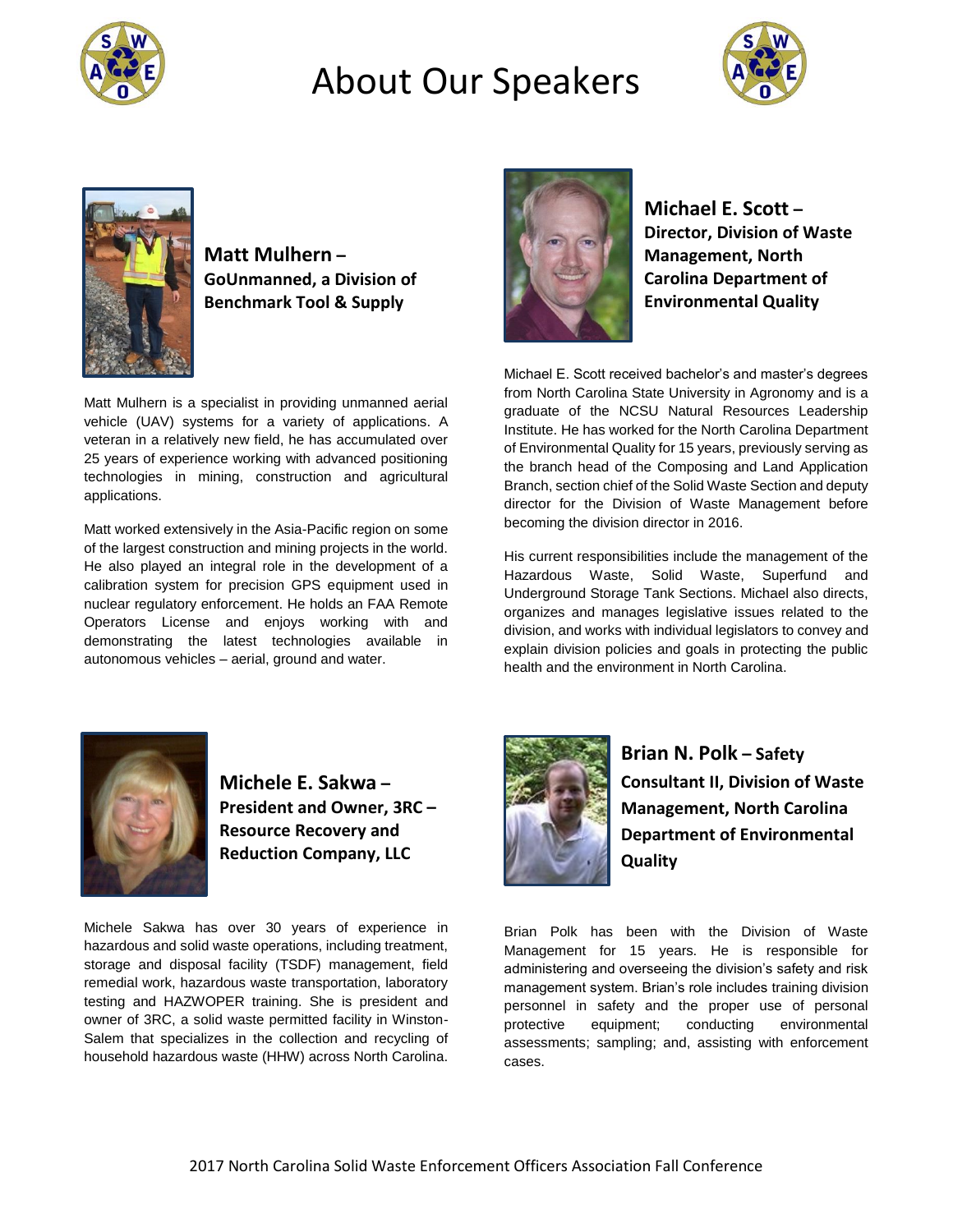# About Our Speakers

### Matt Mulhern – GoUnmanned, a Division of Benchmark Tool & Supply

Matt Mulhern is a specialist in providing unmanned aerial vehicle (UAV) systems for a variety of applications. A veteran in a relatively new field, he has accumulated over 25 years of experience working with advanced positioning technologies in mining, construction and agricultural applications.

Matt worked extensively in the Asia-Pacific region on some of the largest construction and mining projects in the world. He also played an integral role in the development of a calibration system for precision GPS equipment used in nuclear regulatory enforcement. He holds an FAA Remote Operators License and enjoys working with and demonstrating the latest technologies available in autonomous vehicles – aerial, ground and water.

### Michael E. Scott – Director, Division of Waste Management, North Carolina Department of Environmental Quality

Michael E. Scott received bachelor's and master's degrees from North Carolina State University in Agronomy and is a graduate of the NCSU Natural Resources Leadership Institute. He has worked for the North Carolina Department of Environmental Quality for 15 years, previously serving as the branch head of the Composing and Land Application Branch, section chief of the Solid Waste Section and deputy director for the Division of Waste Management before becoming the division director in 2016.

His current responsibilities include the management of the Hazardous Waste, Solid Waste, Superfund and Underground Storage Tank Sections. Michael also directs, organizes and manages legislative issues related to the division, and works with individual legislators to convey and explain division policies and goals in protecting the public health and the environment in North Carolina.

### Michele E. Sakwa – President and Owner, 3RC – Resource Recovery and Reduction Company, LLC

Michele Sakwa has over 30 years of experience in hazardous and solid waste operations, including treatment, storage and disposal facility (TSDF) management, field remedial work, hazardous waste transportation, laboratory testing and HAZWOPER training. She is president and owner of 3RC, a solid waste permitted facility in Winston-Salem that specializes in the collection and recycling of household hazardous waste (HHW) across North Carolina.

### Brian N. Polk – Safety Consultant II, Division of Waste Management, North Carolina Department of Environmental Quality

Brian Polk has been with the Division of Waste Management for 15 years. He is responsible for administering and overseeing the division's safety and risk management system. Brian's role includes training division personnel in safety and the proper use of personal protective equipment; conducting environmental assessments; sampling; and, assisting with enforcement cases.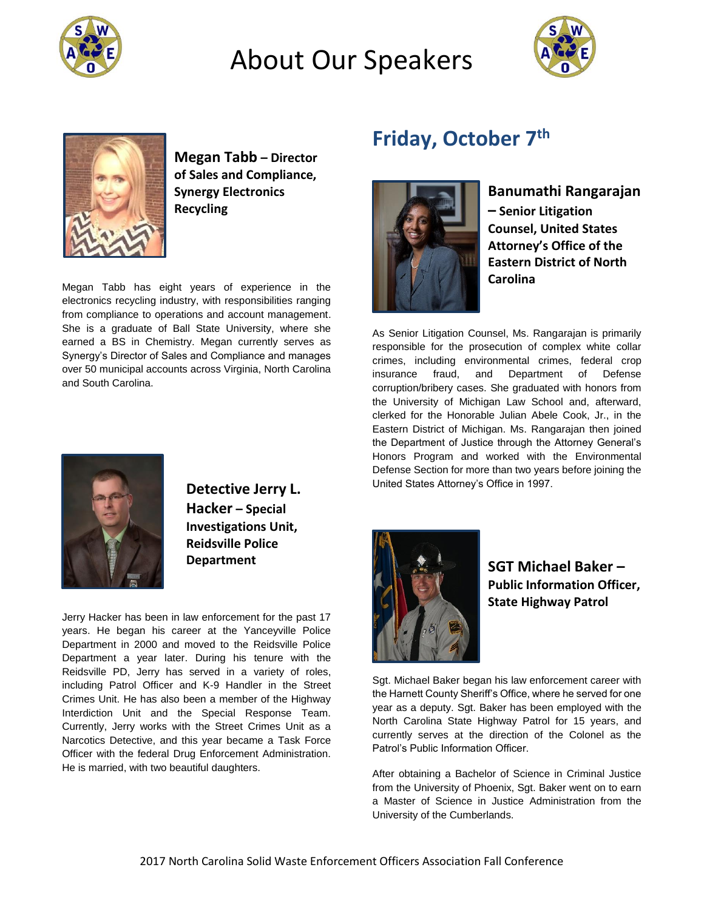# About Our Speakers

**Megan Tabb – Director of Sales and Compliance, Synergy Electronics Recycling**

Megan Tabb has eight years of experience in the electronics recycling industry, with responsibilities ranging from compliance to operations and account management. She is a graduate of Ball State University, where she earned a BS in Chemistry. Megan currently serves as Synergy's Director of Sales and Compliance and manages over 50 municipal accounts across Virginia, North Carolina and South Carolina.

**Detective Jerry L. Hacker – Special Investigations Unit, Reidsville Police Department**

Jerry Hacker has been in law enforcement for the past 17 years. He began his career at the Yanceyville Police Department in 2000 and moved to the Reidsville Police Department a year later. During his tenure with the Reidsville PD, Jerry has served in a variety of roles, including Patrol Officer and K-9 Handler in the Street Crimes Unit. He has also been a member of the Highway Interdiction Unit and the Special Response Team. Currently, Jerry works with the Street Crimes Unit as a Narcotics Detective, and this year became a Task Force Officer with the federal Drug Enforcement Administration. He is married, with two beautiful daughters.

## Friday, October 7th

**Banumathi Rangarajan – Senior Litigation Counsel, United States Attorney's Office of the Eastern District of North Carolina**

As Senior Litigation Counsel, Ms. Rangarajan is primarily responsible for the prosecution of complex white collar crimes, including environmental crimes, federal crop insurance fraud, and Department of Defense corruption/bribery cases. She graduated with honors from the University of Michigan Law School and, afterward, clerked for the Honorable Julian Abele Cook, Jr., in the Eastern District of Michigan. Ms. Rangarajan then joined the Department of Justice through the Attorney General's Honors Program and worked with the Environmental Defense Section for more than two years before joining the United States Attorney's Office in 1997.

**SGT Michael Baker – Public Information Officer, State Highway Patrol**

Sgt. Michael Baker began his law enforcement career with the Harnett County Sheriff's Office, where he served for one year as a deputy. Sgt. Baker has been employed with the North Carolina State Highway Patrol for 15 years, and currently serves at the direction of the Colonel as the Patrol's Public Information Officer.

After obtaining a Bachelor of Science in Criminal Justice from the University of Phoenix, Sgt. Baker went on to earn a Master of Science in Justice Administration from the University of the Cumberlands.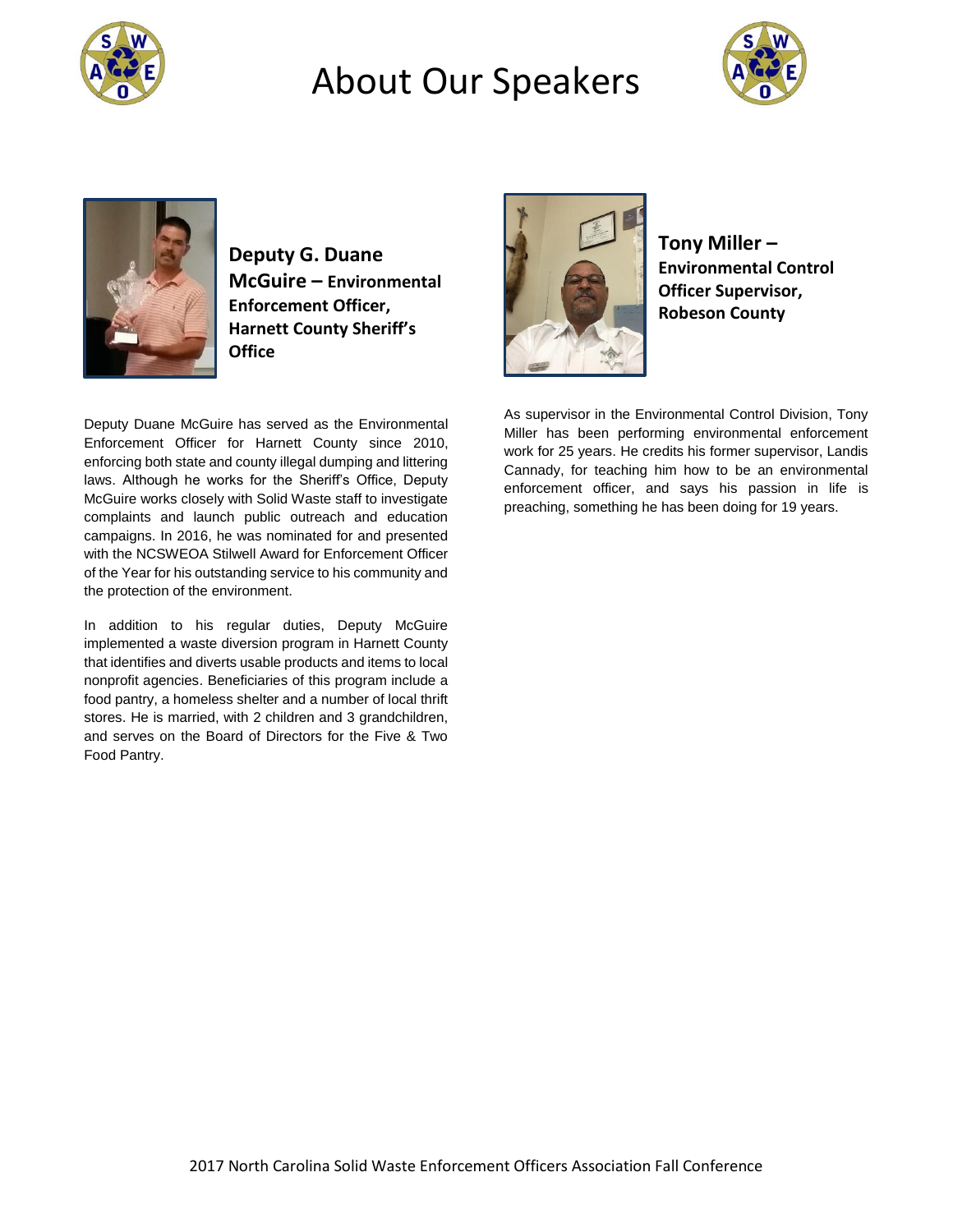# About Our Speakers

**Deputy G. Duane McGuire – Environmental Enforcement Officer, Harnett County Sheriff's Office**

Deputy Duane McGuire has served as the Environmental Enforcement Officer for Harnett County since 2010, enforcing both state and county illegal dumping and littering laws. Although he works for the Sheriff's Office, Deputy McGuire works closely with Solid Waste staff to investigate complaints and launch public outreach and education campaigns. In 2016, he was nominated for and presented with the NCSWEOA Stilwell Award for Enforcement Officer of the Year for his outstanding service to his community and the protection of the environment.

In addition to his regular duties, Deputy McGuire implemented a waste diversion program in Harnett County that identifies and diverts usable products and items to local nonprofit agencies. Beneficiaries of this program include a food pantry, a homeless shelter and a number of local thrift stores. He is married, with 2 children and 3 grandchildren, and serves on the Board of Directors for the Five & Two Food Pantry.

**Tony Miller – Environmental Control Officer Supervisor, Robeson County**

As supervisor in the Environmental Control Division, Tony Miller has been performing environmental enforcement work for 25 years. He credits his former supervisor, Landis Cannady, for teaching him how to be an environmental enforcement officer, and says his passion in life is preaching, something he has been doing for 19 years.